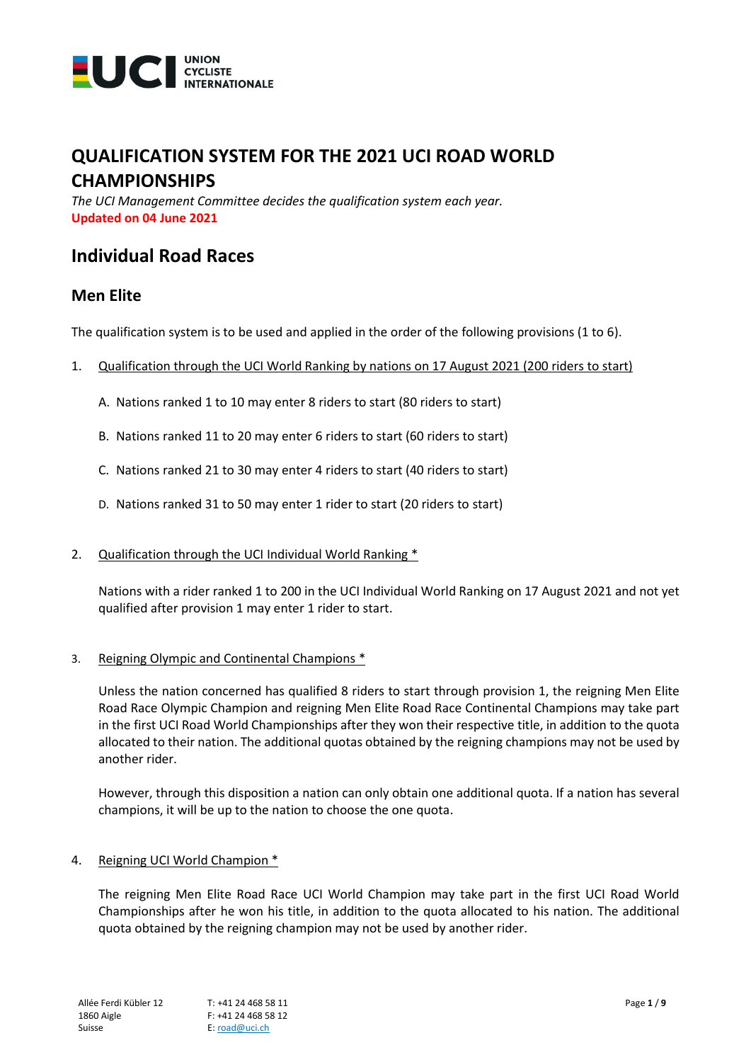# QUALIFICATION SYSTEM FOR THE 2021 UCI ROAD WORLD CHAMPIONSHIPS

*The UCI Management Committee decides the qualification system each year.*
**Updated on 04 June 2021**

## Individual Road Races

### Men Elite

The qualification system is to be used and applied in the order of the following provisions (1 to 6).

1. Qualification through the UCI World Ranking by nations on 17 August 2021 (200 riders to start)

   A. Nations ranked 1 to 10 may enter 8 riders to start (80 riders to start)

   B. Nations ranked 11 to 20 may enter 6 riders to start (60 riders to start)

   C. Nations ranked 21 to 30 may enter 4 riders to start (40 riders to start)

   D. Nations ranked 31 to 50 may enter 1 rider to start (20 riders to start)

2. Qualification through the UCI Individual World Ranking *

   Nations with a rider ranked 1 to 200 in the UCI Individual World Ranking on 17 August 2021 and not yet qualified after provision 1 may enter 1 rider to start.

3. Reigning Olympic and Continental Champions *

   Unless the nation concerned has qualified 8 riders to start through provision 1, the reigning Men Elite Road Race Olympic Champion and reigning Men Elite Road Race Continental Champions may take part in the first UCI Road World Championships after they won their respective title, in addition to the quota allocated to their nation. The additional quotas obtained by the reigning champions may not be used by another rider.

   However, through this disposition a nation can only obtain one additional quota. If a nation has several champions, it will be up to the nation to choose the one quota.

4. Reigning UCI World Champion *

   The reigning Men Elite Road Race UCI World Champion may take part in the first UCI Road World Championships after he won his title, in addition to the quota allocated to his nation. The additional quota obtained by the reigning champion may not be used by another rider.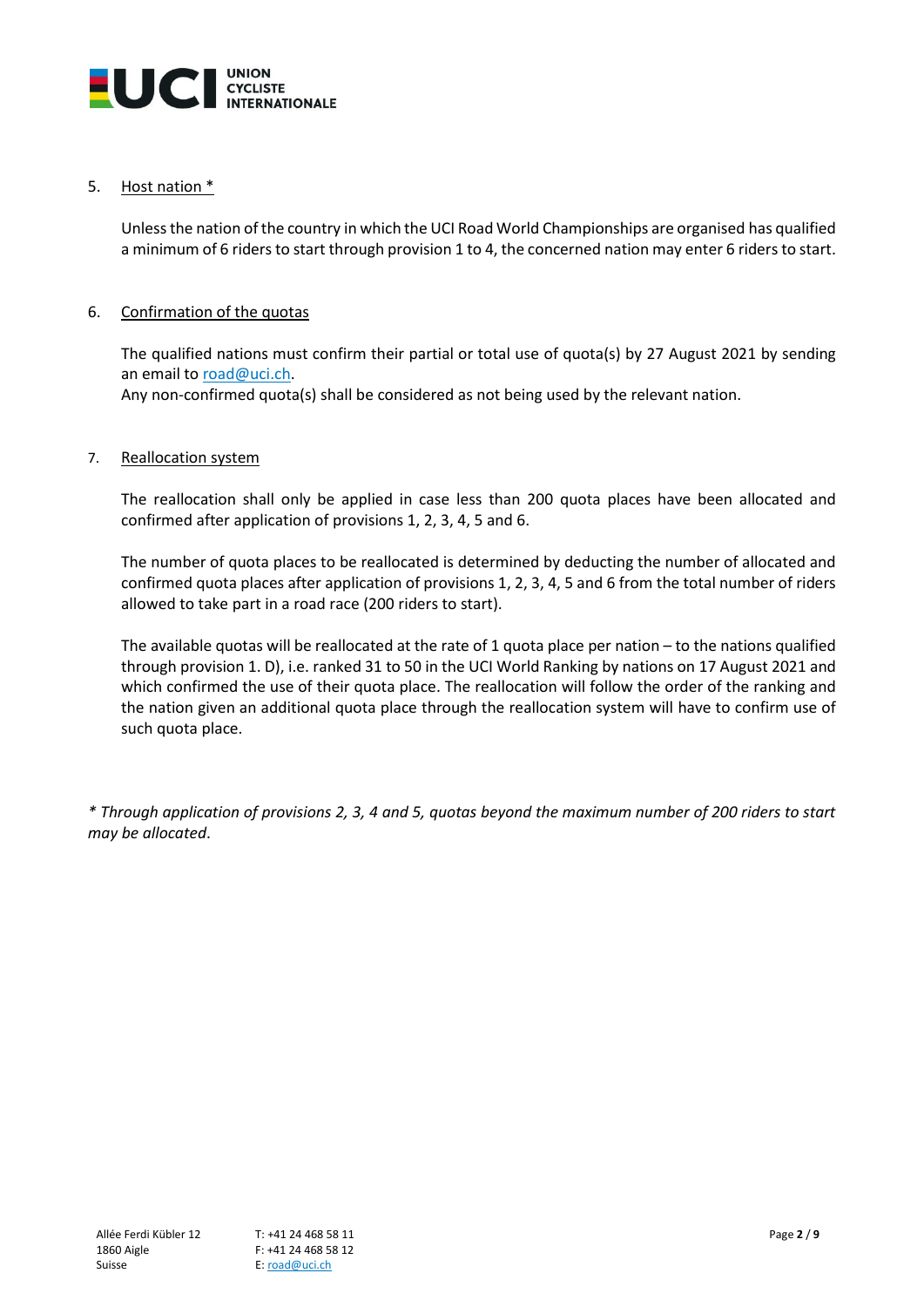5. <u>Host nation *</u>

   Unless the nation of the country in which the UCI Road World Championships are organised has qualified a minimum of 6 riders to start through provision 1 to 4, the concerned nation may enter 6 riders to start.

6. <u>Confirmation of the quotas</u>

   The qualified nations must confirm their partial or total use of quota(s) by 27 August 2021 by sending an email to road@uci.ch.
   Any non-confirmed quota(s) shall be considered as not being used by the relevant nation.

7. <u>Reallocation system</u>

   The reallocation shall only be applied in case less than 200 quota places have been allocated and confirmed after application of provisions 1, 2, 3, 4, 5 and 6.

   The number of quota places to be reallocated is determined by deducting the number of allocated and confirmed quota places after application of provisions 1, 2, 3, 4, 5 and 6 from the total number of riders allowed to take part in a road race (200 riders to start).

   The available quotas will be reallocated at the rate of 1 quota place per nation – to the nations qualified through provision 1. D), i.e. ranked 31 to 50 in the UCI World Ranking by nations on 17 August 2021 and which confirmed the use of their quota place. The reallocation will follow the order of the ranking and the nation given an additional quota place through the reallocation system will have to confirm use of such quota place.

*\* Through application of provisions 2, 3, 4 and 5, quotas beyond the maximum number of 200 riders to start may be allocated.*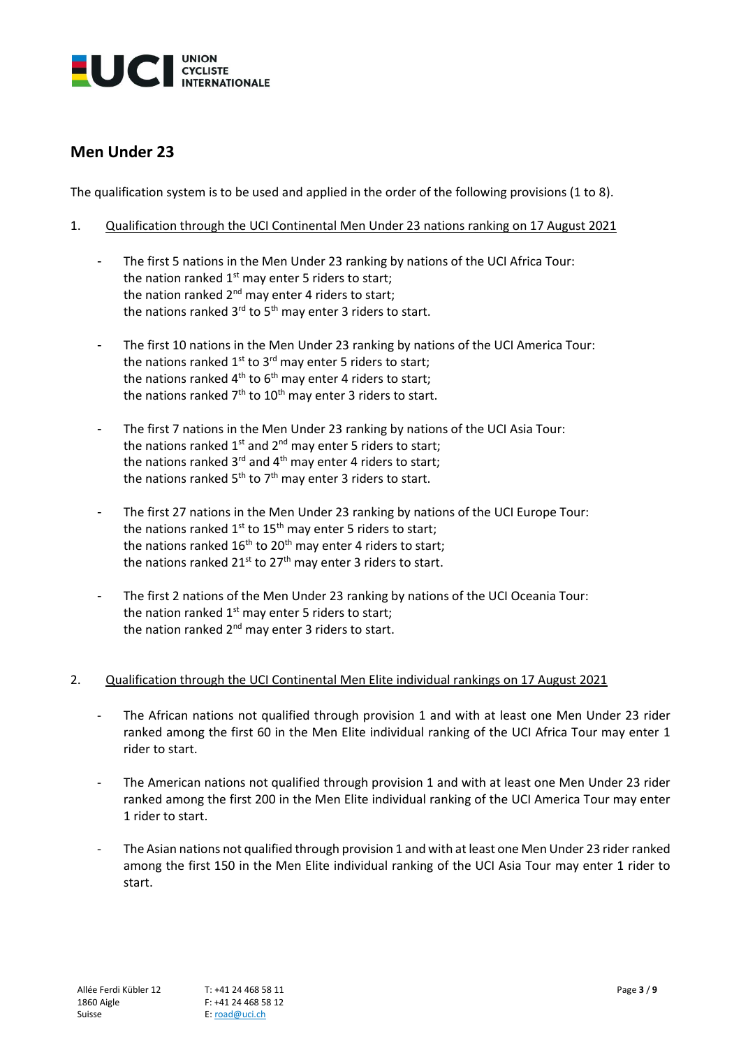## Men Under 23

The qualification system is to be used and applied in the order of the following provisions (1 to 8).

1. Qualification through the UCI Continental Men Under 23 nations ranking on 17 August 2021

   - The first 5 nations in the Men Under 23 ranking by nations of the UCI Africa Tour:
     the nation ranked 1st may enter 5 riders to start;
     the nation ranked 2nd may enter 4 riders to start;
     the nations ranked 3rd to 5th may enter 3 riders to start.

   - The first 10 nations in the Men Under 23 ranking by nations of the UCI America Tour:
     the nations ranked 1st to 3rd may enter 5 riders to start;
     the nations ranked 4th to 6th may enter 4 riders to start;
     the nations ranked 7th to 10th may enter 3 riders to start.

   - The first 7 nations in the Men Under 23 ranking by nations of the UCI Asia Tour:
     the nations ranked 1st and 2nd may enter 5 riders to start;
     the nations ranked 3rd and 4th may enter 4 riders to start;
     the nations ranked 5th to 7th may enter 3 riders to start.

   - The first 27 nations in the Men Under 23 ranking by nations of the UCI Europe Tour:
     the nations ranked 1st to 15th may enter 5 riders to start;
     the nations ranked 16th to 20th may enter 4 riders to start;
     the nations ranked 21st to 27th may enter 3 riders to start.

   - The first 2 nations of the Men Under 23 ranking by nations of the UCI Oceania Tour:
     the nation ranked 1st may enter 5 riders to start;
     the nation ranked 2nd may enter 3 riders to start.

2. Qualification through the UCI Continental Men Elite individual rankings on 17 August 2021

   - The African nations not qualified through provision 1 and with at least one Men Under 23 rider ranked among the first 60 in the Men Elite individual ranking of the UCI Africa Tour may enter 1 rider to start.

   - The American nations not qualified through provision 1 and with at least one Men Under 23 rider ranked among the first 200 in the Men Elite individual ranking of the UCI America Tour may enter 1 rider to start.

   - The Asian nations not qualified through provision 1 and with at least one Men Under 23 rider ranked among the first 150 in the Men Elite individual ranking of the UCI Asia Tour may enter 1 rider to start.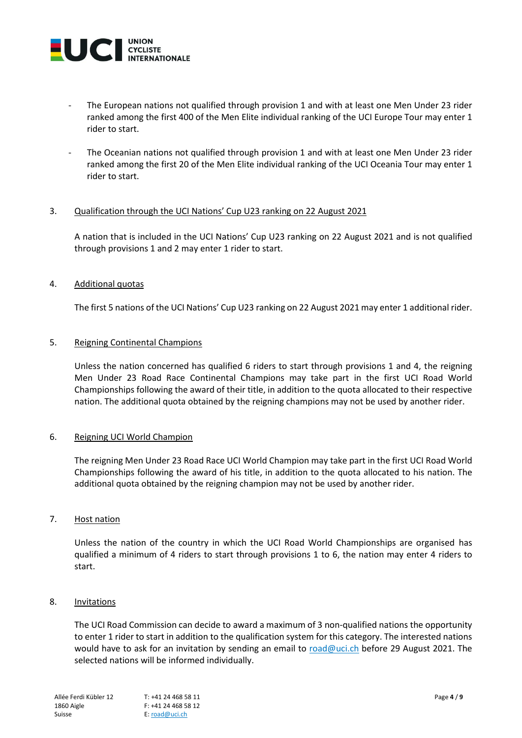- The European nations not qualified through provision 1 and with at least one Men Under 23 rider ranked among the first 400 of the Men Elite individual ranking of the UCI Europe Tour may enter 1 rider to start.

- The Oceanian nations not qualified through provision 1 and with at least one Men Under 23 rider ranked among the first 20 of the Men Elite individual ranking of the UCI Oceania Tour may enter 1 rider to start.

3. Qualification through the UCI Nations' Cup U23 ranking on 22 August 2021

A nation that is included in the UCI Nations' Cup U23 ranking on 22 August 2021 and is not qualified through provisions 1 and 2 may enter 1 rider to start.

4. Additional quotas

The first 5 nations of the UCI Nations' Cup U23 ranking on 22 August 2021 may enter 1 additional rider.

5. Reigning Continental Champions

Unless the nation concerned has qualified 6 riders to start through provisions 1 and 4, the reigning Men Under 23 Road Race Continental Champions may take part in the first UCI Road World Championships following the award of their title, in addition to the quota allocated to their respective nation. The additional quota obtained by the reigning champions may not be used by another rider.

6. Reigning UCI World Champion

The reigning Men Under 23 Road Race UCI World Champion may take part in the first UCI Road World Championships following the award of his title, in addition to the quota allocated to his nation. The additional quota obtained by the reigning champion may not be used by another rider.

7. Host nation

Unless the nation of the country in which the UCI Road World Championships are organised has qualified a minimum of 4 riders to start through provisions 1 to 6, the nation may enter 4 riders to start.

8. Invitations

The UCI Road Commission can decide to award a maximum of 3 non-qualified nations the opportunity to enter 1 rider to start in addition to the qualification system for this category. The interested nations would have to ask for an invitation by sending an email to road@uci.ch before 29 August 2021. The selected nations will be informed individually.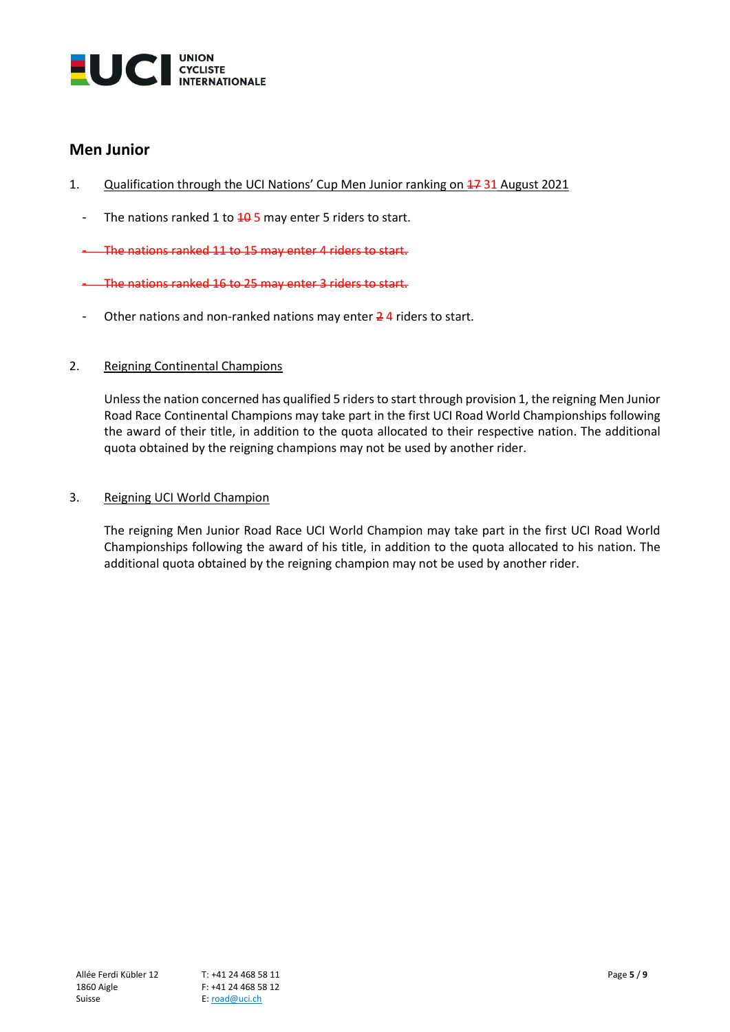## Men Junior

1. Qualification through the UCI Nations' Cup Men Junior ranking on ~~17~~ 31 August 2021

   - The nations ranked 1 to ~~10~~ 5 may enter 5 riders to start.
   - ~~The nations ranked 11 to 15 may enter 4 riders to start.~~
   - ~~The nations ranked 16 to 25 may enter 3 riders to start.~~
   - Other nations and non-ranked nations may enter ~~2~~ 4 riders to start.

2. Reigning Continental Champions

   Unless the nation concerned has qualified 5 riders to start through provision 1, the reigning Men Junior Road Race Continental Champions may take part in the first UCI Road World Championships following the award of their title, in addition to the quota allocated to their respective nation. The additional quota obtained by the reigning champions may not be used by another rider.

3. Reigning UCI World Champion

   The reigning Men Junior Road Race UCI World Champion may take part in the first UCI Road World Championships following the award of his title, in addition to the quota allocated to his nation. The additional quota obtained by the reigning champion may not be used by another rider.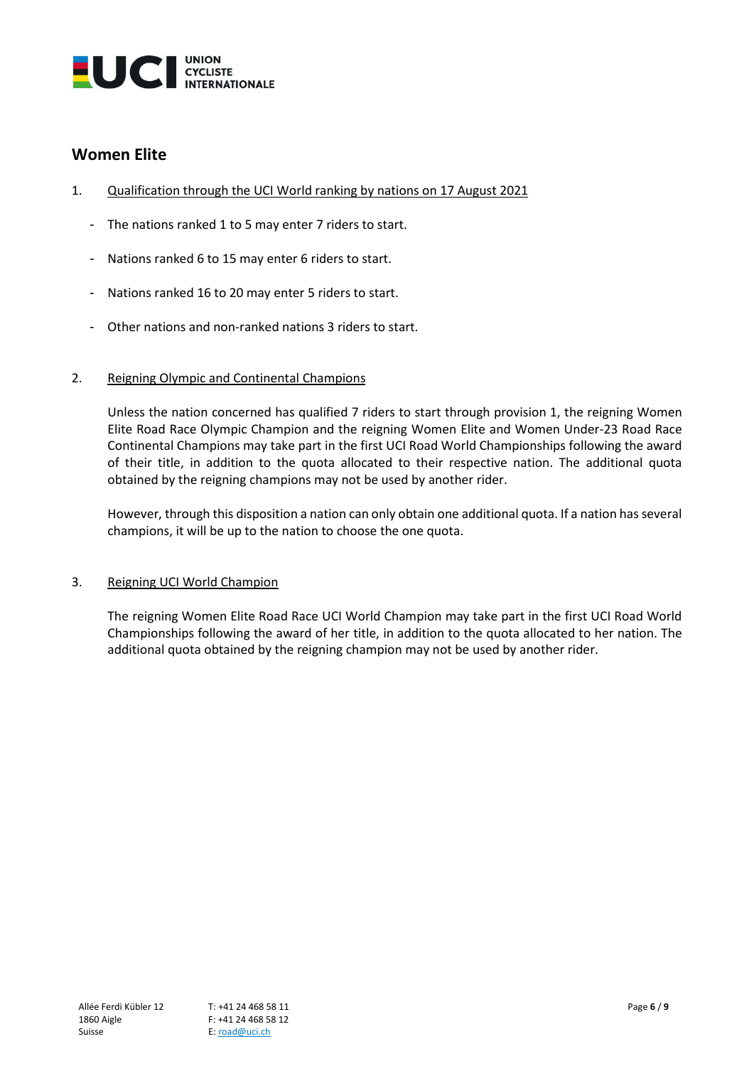## Women Elite

1. Qualification through the UCI World ranking by nations on 17 August 2021

   - The nations ranked 1 to 5 may enter 7 riders to start.
   - Nations ranked 6 to 15 may enter 6 riders to start.
   - Nations ranked 16 to 20 may enter 5 riders to start.
   - Other nations and non-ranked nations 3 riders to start.

2. Reigning Olympic and Continental Champions

   Unless the nation concerned has qualified 7 riders to start through provision 1, the reigning Women Elite Road Race Olympic Champion and the reigning Women Elite and Women Under-23 Road Race Continental Champions may take part in the first UCI Road World Championships following the award of their title, in addition to the quota allocated to their respective nation. The additional quota obtained by the reigning champions may not be used by another rider.

   However, through this disposition a nation can only obtain one additional quota. If a nation has several champions, it will be up to the nation to choose the one quota.

3. Reigning UCI World Champion

   The reigning Women Elite Road Race UCI World Champion may take part in the first UCI Road World Championships following the award of her title, in addition to the quota allocated to her nation. The additional quota obtained by the reigning champion may not be used by another rider.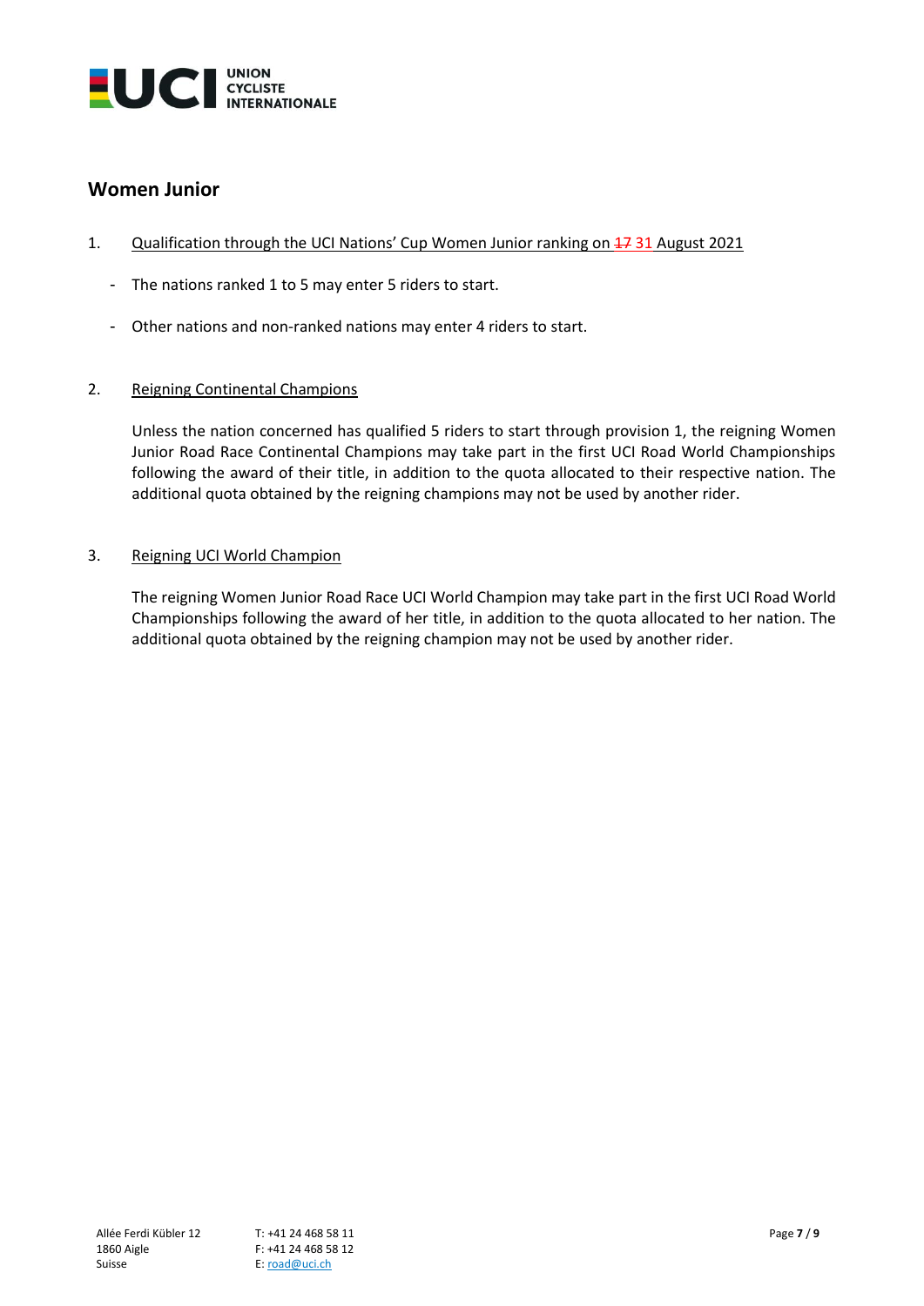## Women Junior

1. Qualification through the UCI Nations' Cup Women Junior ranking on ~~17~~ 31 August 2021

   - The nations ranked 1 to 5 may enter 5 riders to start.
   - Other nations and non-ranked nations may enter 4 riders to start.

2. Reigning Continental Champions

   Unless the nation concerned has qualified 5 riders to start through provision 1, the reigning Women Junior Road Race Continental Champions may take part in the first UCI Road World Championships following the award of their title, in addition to the quota allocated to their respective nation. The additional quota obtained by the reigning champions may not be used by another rider.

3. Reigning UCI World Champion

   The reigning Women Junior Road Race UCI World Champion may take part in the first UCI Road World Championships following the award of her title, in addition to the quota allocated to her nation. The additional quota obtained by the reigning champion may not be used by another rider.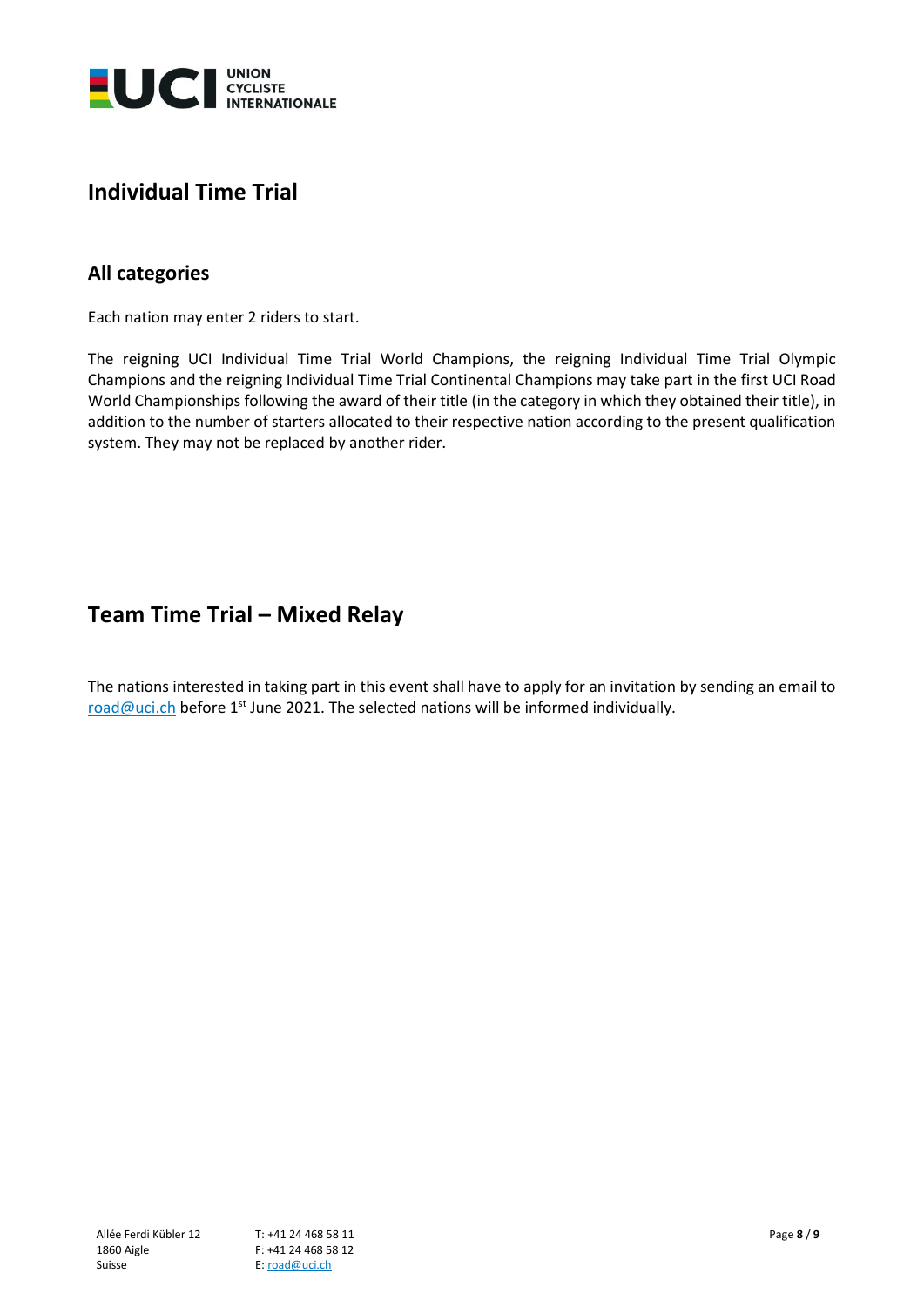## Individual Time Trial

### All categories

Each nation may enter 2 riders to start.

The reigning UCI Individual Time Trial World Champions, the reigning Individual Time Trial Olympic Champions and the reigning Individual Time Trial Continental Champions may take part in the first UCI Road World Championships following the award of their title (in the category in which they obtained their title), in addition to the number of starters allocated to their respective nation according to the present qualification system. They may not be replaced by another rider.

## Team Time Trial – Mixed Relay

The nations interested in taking part in this event shall have to apply for an invitation by sending an email to road@uci.ch before 1st June 2021. The selected nations will be informed individually.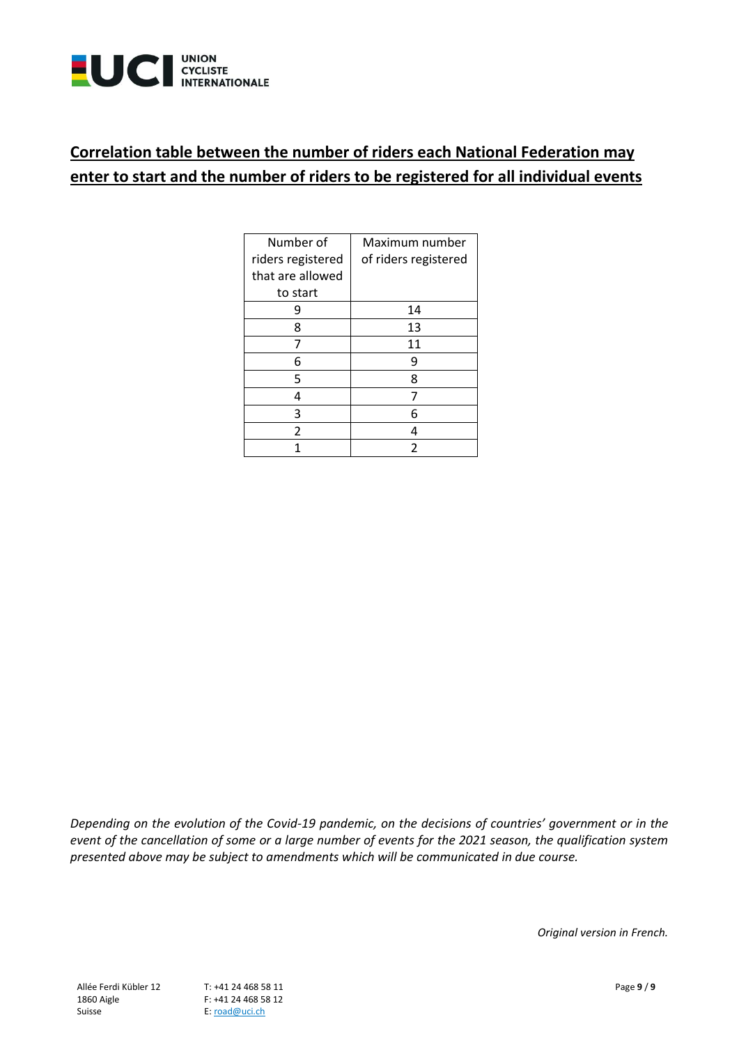**<u>Correlation table between the number of riders each National Federation may enter to start and the number of riders to be registered for all individual events</u>**

| Number of riders registered that are allowed to start | Maximum number of riders registered |
|---|---|
| 9 | 14 |
| 8 | 13 |
| 7 | 11 |
| 6 | 9 |
| 5 | 8 |
| 4 | 7 |
| 3 | 6 |
| 2 | 4 |
| 1 | 2 |

*Depending on the evolution of the Covid-19 pandemic, on the decisions of countries' government or in the event of the cancellation of some or a large number of events for the 2021 season, the qualification system presented above may be subject to amendments which will be communicated in due course.*

*Original version in French.*